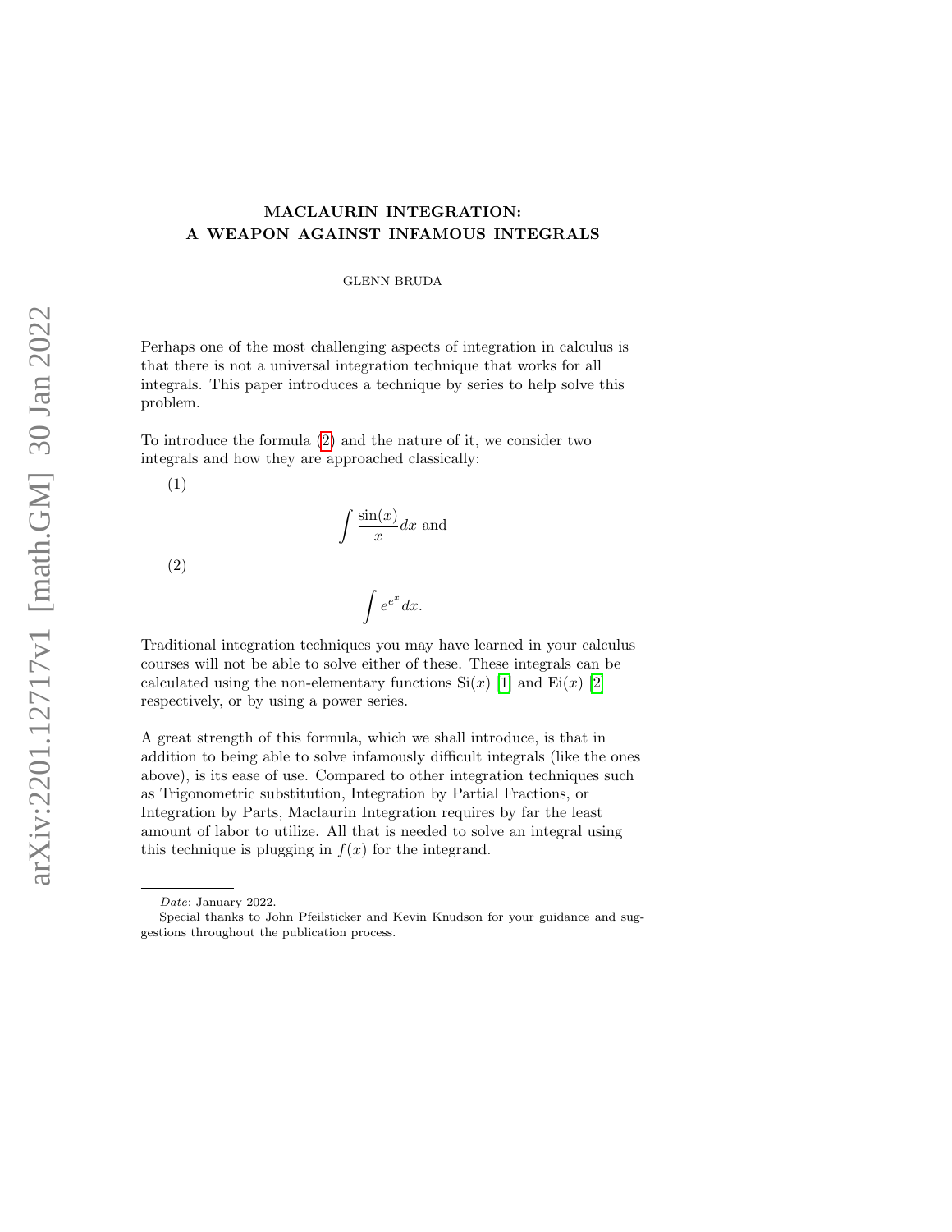# MACLAURIN INTEGRATION: A WEAPON AGAINST INFAMOUS INTEGRALS

GLENN BRUDA

Perhaps one of the most challenging aspects of integration in calculus is that there is not a universal integration technique that works for all integrals. This paper introduces a technique by series to help solve this problem.

To introduce the formula (2) and the nature of it, we consider two integrals and how they are approached classically:

(1)
$$\int \frac{\sin(x)}{x} dx \text{ and}$$

(2)
$$\int e^{e^x} dx.$$

Traditional integration techniques you may have learned in your calculus courses will not be able to solve either of these. These integrals can be calculated using the non-elementary functions $\mathrm{Si}(x)$ [1] and $\mathrm{Ei}(x)$ [2] respectively, or by using a power series.

A great strength of this formula, which we shall introduce, is that in addition to being able to solve infamously difficult integrals (like the ones above), is its ease of use. Compared to other integration techniques such as Trigonometric substitution, Integration by Partial Fractions, or Integration by Parts, Maclaurin Integration requires by far the least amount of labor to utilize. All that is needed to solve an integral using this technique is plugging in $f(x)$ for the integrand.

---

*Date*: January 2022.

Special thanks to John Pfeilsticker and Kevin Knudson for your guidance and suggestions throughout the publication process.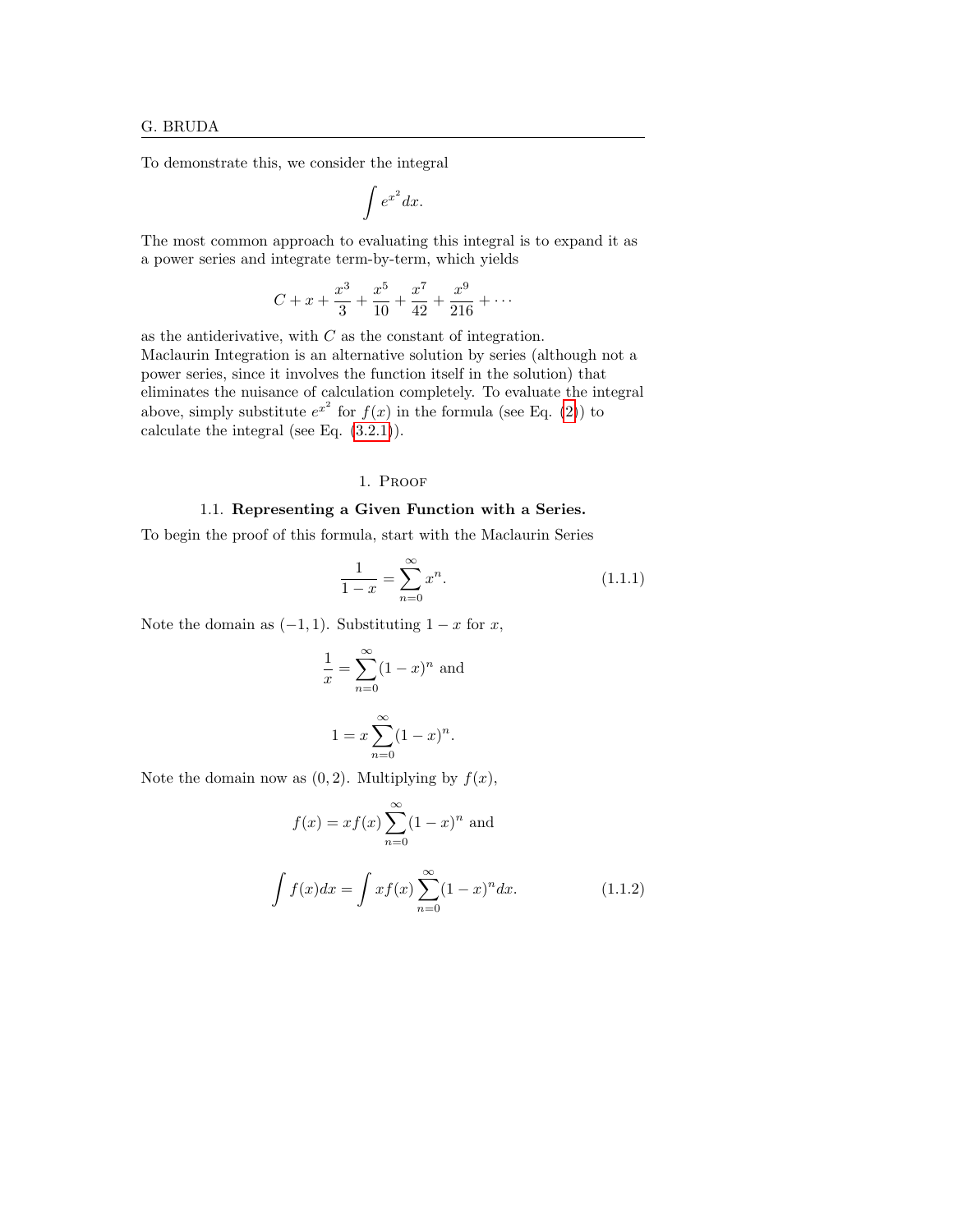To demonstrate this, we consider the integral

$$\int e^{x^2} dx.$$

The most common approach to evaluating this integral is to expand it as a power series and integrate term-by-term, which yields

$$C + x + \frac{x^3}{3} + \frac{x^5}{10} + \frac{x^7}{42} + \frac{x^9}{216} + \cdots$$

as the antiderivative, with $C$ as the constant of integration.
Maclaurin Integration is an alternative solution by series (although not a power series, since it involves the function itself in the solution) that eliminates the nuisance of calculation completely. To evaluate the integral above, simply substitute $e^{x^2}$ for $f(x)$ in the formula (see Eq. (2)) to calculate the integral (see Eq. (3.2.1)).

## 1. Proof

### 1.1. Representing a Given Function with a Series.

To begin the proof of this formula, start with the Maclaurin Series

$$\frac{1}{1-x} = \sum_{n=0}^{\infty} x^n. \tag{1.1.1}$$

Note the domain as $(-1, 1)$. Substituting $1 - x$ for $x$,

$$\frac{1}{x} = \sum_{n=0}^{\infty} (1-x)^n \text{ and}$$

$$1 = x \sum_{n=0}^{\infty} (1-x)^n.$$

Note the domain now as $(0, 2)$. Multiplying by $f(x)$,

$$f(x) = x f(x) \sum_{n=0}^{\infty} (1-x)^n \text{ and}$$

$$\int f(x) dx = \int x f(x) \sum_{n=0}^{\infty} (1-x)^n dx. \tag{1.1.2}$$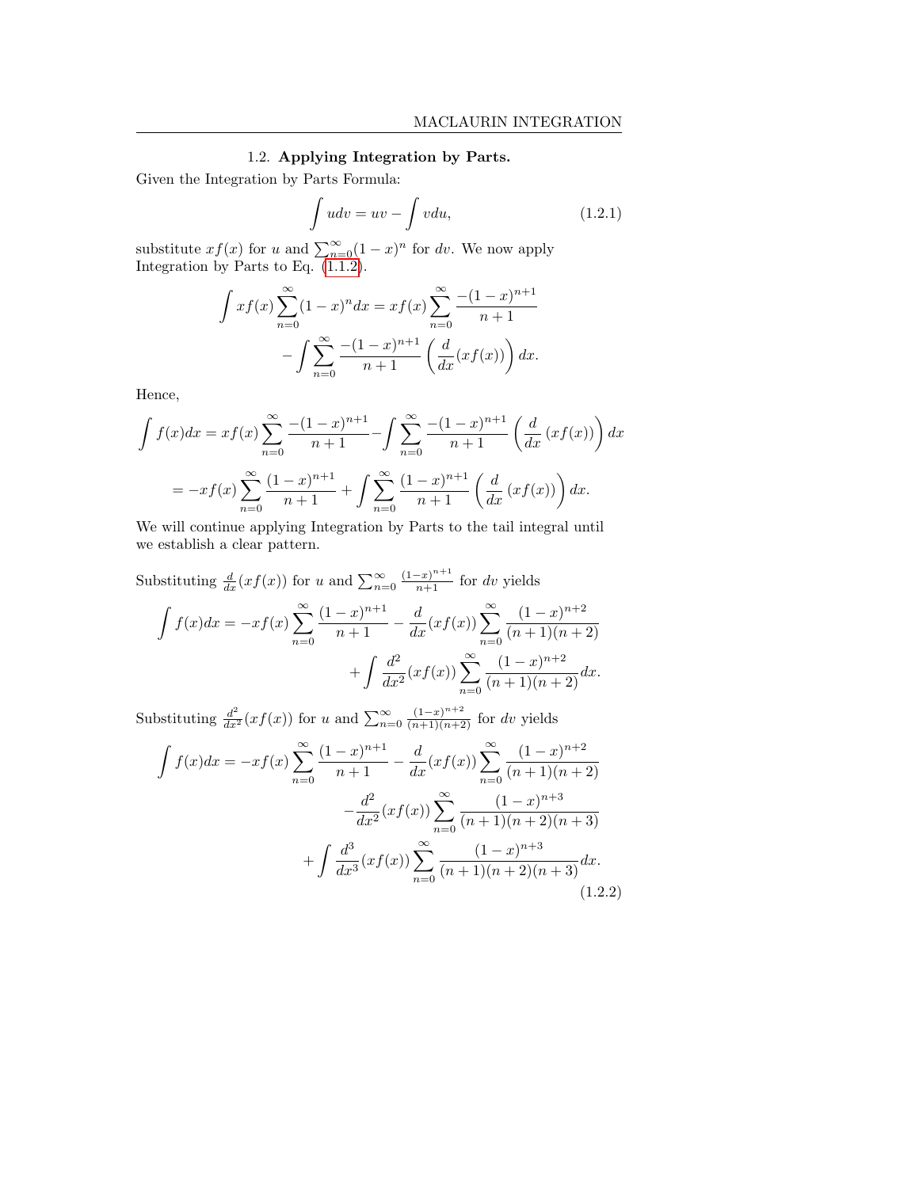## 1.2. **Applying Integration by Parts.**

Given the Integration by Parts Formula:

$$\int u dv = uv - \int v du, \tag{1.2.1}$$

substitute $xf(x)$ for $u$ and $\sum_{n=0}^{\infty}(1-x)^n$ for $dv$. We now apply Integration by Parts to Eq. (1.1.2).

$$\int xf(x)\sum_{n=0}^{\infty}(1-x)^n dx = xf(x)\sum_{n=0}^{\infty}\frac{-(1-x)^{n+1}}{n+1} - \int \sum_{n=0}^{\infty}\frac{-(1-x)^{n+1}}{n+1}\left(\frac{d}{dx}(xf(x))\right)dx.$$

Hence,

$$\int f(x)dx = xf(x)\sum_{n=0}^{\infty}\frac{-(1-x)^{n+1}}{n+1} - \int \sum_{n=0}^{\infty}\frac{-(1-x)^{n+1}}{n+1}\left(\frac{d}{dx}(xf(x))\right)dx$$

$$= -xf(x)\sum_{n=0}^{\infty}\frac{(1-x)^{n+1}}{n+1} + \int \sum_{n=0}^{\infty}\frac{(1-x)^{n+1}}{n+1}\left(\frac{d}{dx}(xf(x))\right)dx.$$

We will continue applying Integration by Parts to the tail integral until we establish a clear pattern.

Substituting $\frac{d}{dx}(xf(x))$ for $u$ and $\sum_{n=0}^{\infty}\frac{(1-x)^{n+1}}{n+1}$ for $dv$ yields

$$\int f(x)dx = -xf(x)\sum_{n=0}^{\infty}\frac{(1-x)^{n+1}}{n+1} - \frac{d}{dx}(xf(x))\sum_{n=0}^{\infty}\frac{(1-x)^{n+2}}{(n+1)(n+2)} + \int \frac{d^2}{dx^2}(xf(x))\sum_{n=0}^{\infty}\frac{(1-x)^{n+2}}{(n+1)(n+2)}dx.$$

Substituting $\frac{d^2}{dx^2}(xf(x))$ for $u$ and $\sum_{n=0}^{\infty}\frac{(1-x)^{n+2}}{(n+1)(n+2)}$ for $dv$ yields

$$\int f(x)dx = -xf(x)\sum_{n=0}^{\infty}\frac{(1-x)^{n+1}}{n+1} - \frac{d}{dx}(xf(x))\sum_{n=0}^{\infty}\frac{(1-x)^{n+2}}{(n+1)(n+2)} - \frac{d^2}{dx^2}(xf(x))\sum_{n=0}^{\infty}\frac{(1-x)^{n+3}}{(n+1)(n+2)(n+3)} + \int \frac{d^3}{dx^3}(xf(x))\sum_{n=0}^{\infty}\frac{(1-x)^{n+3}}{(n+1)(n+2)(n+3)}dx. \tag{1.2.2}$$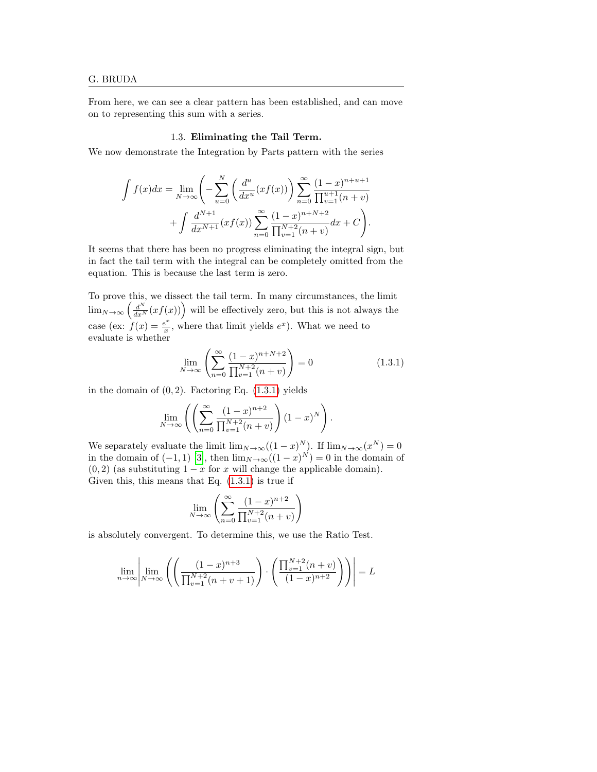From here, we can see a clear pattern has been established, and can move on to representing this sum with a series.

### 1.3. **Eliminating the Tail Term.**

We now demonstrate the Integration by Parts pattern with the series

$$\int f(x)dx = \lim_{N\to\infty}\left(-\sum_{u=0}^{N}\left(\frac{d^u}{dx^u}(xf(x))\right)\sum_{n=0}^{\infty}\frac{(1-x)^{n+u+1}}{\prod_{v=1}^{u+1}(n+v)} + \int \frac{d^{N+1}}{dx^{N+1}}(xf(x))\sum_{n=0}^{\infty}\frac{(1-x)^{n+N+2}}{\prod_{v=1}^{N+2}(n+v)}dx + C\right).$$

It seems that there has been no progress eliminating the integral sign, but in fact the tail term with the integral can be completely omitted from the equation. This is because the last term is zero.

To prove this, we dissect the tail term. In many circumstances, the limit $\lim_{N\to\infty}\left(\frac{d^N}{dx^N}(xf(x))\right)$ will be effectively zero, but this is not always the case (ex: $f(x)=\frac{e^x}{x}$, where that limit yields $e^x$). What we need to evaluate is whether

$$\lim_{N\to\infty}\left(\sum_{n=0}^{\infty}\frac{(1-x)^{n+N+2}}{\prod_{v=1}^{N+2}(n+v)}\right)=0 \tag{1.3.1}$$

in the domain of $(0,2)$. Factoring Eq. (1.3.1) yields

$$\lim_{N\to\infty}\left(\left(\sum_{n=0}^{\infty}\frac{(1-x)^{n+2}}{\prod_{v=1}^{N+2}(n+v)}\right)(1-x)^N\right).$$

We separately evaluate the limit $\lim_{N\to\infty}((1-x)^N)$. If $\lim_{N\to\infty}(x^N)=0$ in the domain of $(-1,1)$ [3], then $\lim_{N\to\infty}((1-x)^N)=0$ in the domain of $(0,2)$ (as substituting $1-x$ for $x$ will change the applicable domain). Given this, this means that Eq. (1.3.1) is true if

$$\lim_{N\to\infty}\left(\sum_{n=0}^{\infty}\frac{(1-x)^{n+2}}{\prod_{v=1}^{N+2}(n+v)}\right)$$

is absolutely convergent. To determine this, we use the Ratio Test.

$$\lim_{n\to\infty}\left|\lim_{N\to\infty}\left(\left(\frac{(1-x)^{n+3}}{\prod_{v=1}^{N+2}(n+v+1)}\right)\cdot\left(\frac{\prod_{v=1}^{N+2}(n+v)}{(1-x)^{n+2}}\right)\right)\right|=L$$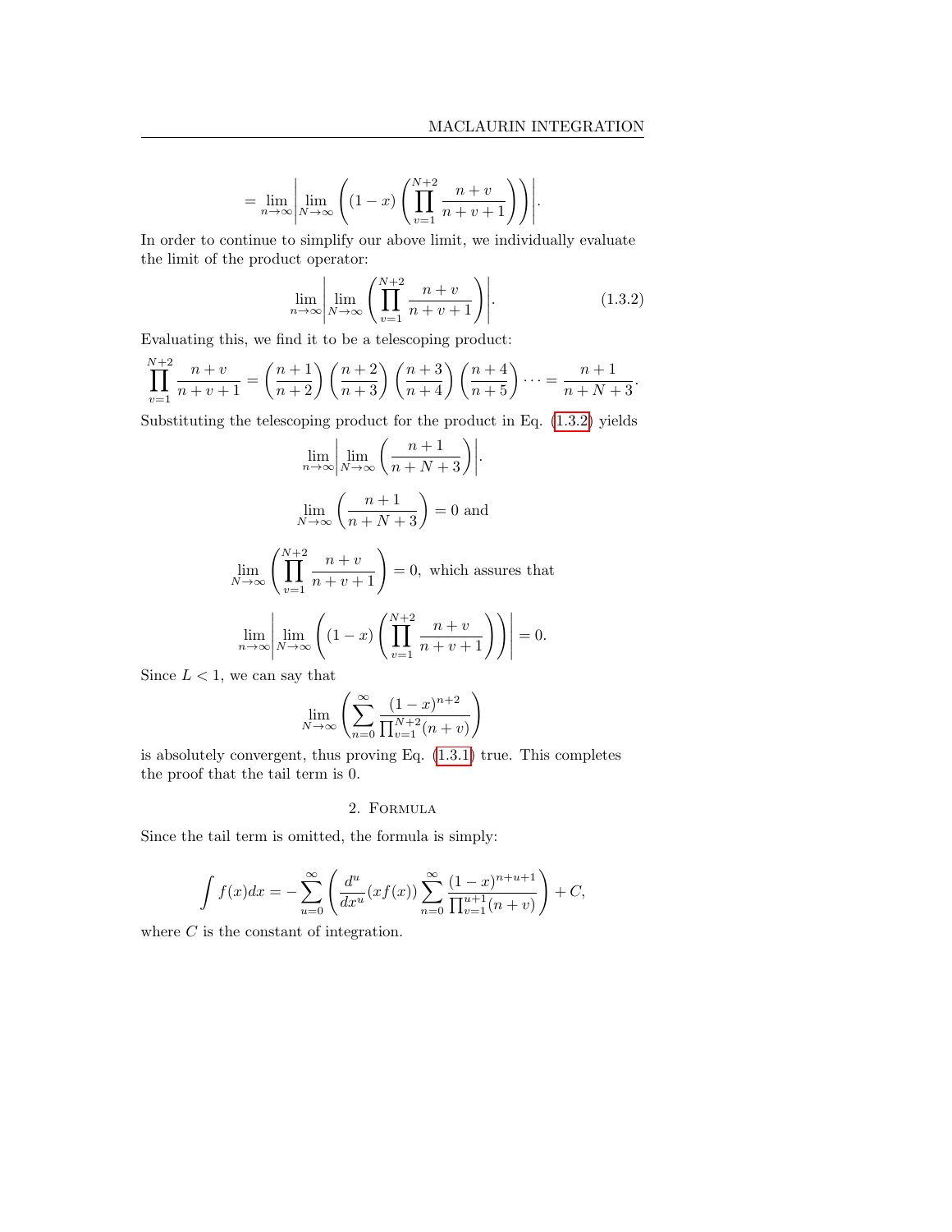$$= \lim_{n\to\infty}\left|\lim_{N\to\infty}\left((1-x)\left(\prod_{v=1}^{N+2}\frac{n+v}{n+v+1}\right)\right)\right|.$$

In order to continue to simplify our above limit, we individually evaluate the limit of the product operator:

$$\lim_{n\to\infty}\left|\lim_{N\to\infty}\left(\prod_{v=1}^{N+2}\frac{n+v}{n+v+1}\right)\right|. \tag{1.3.2}$$

Evaluating this, we find it to be a telescoping product:

$$\prod_{v=1}^{N+2}\frac{n+v}{n+v+1} = \left(\frac{n+1}{n+2}\right)\left(\frac{n+2}{n+3}\right)\left(\frac{n+3}{n+4}\right)\left(\frac{n+4}{n+5}\right)\cdots = \frac{n+1}{n+N+3}.$$

Substituting the telescoping product for the product in Eq. (1.3.2) yields

$$\lim_{n\to\infty}\left|\lim_{N\to\infty}\left(\frac{n+1}{n+N+3}\right)\right|.$$

$$\lim_{N\to\infty}\left(\frac{n+1}{n+N+3}\right) = 0 \text{ and}$$

$$\lim_{N\to\infty}\left(\prod_{v=1}^{N+2}\frac{n+v}{n+v+1}\right) = 0, \text{ which assures that}$$

$$\lim_{n\to\infty}\left|\lim_{N\to\infty}\left((1-x)\left(\prod_{v=1}^{N+2}\frac{n+v}{n+v+1}\right)\right)\right| = 0.$$

Since $L < 1$, we can say that

$$\lim_{N\to\infty}\left(\sum_{n=0}^{\infty}\frac{(1-x)^{n+2}}{\prod_{v=1}^{N+2}(n+v)}\right)$$

is absolutely convergent, thus proving Eq. (1.3.1) true. This completes the proof that the tail term is 0.

## 2. Formula

Since the tail term is omitted, the formula is simply:

$$\int f(x)dx = -\sum_{u=0}^{\infty}\left(\frac{d^u}{dx^u}(xf(x))\sum_{n=0}^{\infty}\frac{(1-x)^{n+u+1}}{\prod_{v=1}^{u+1}(n+v)}\right) + C,$$

where $C$ is the constant of integration.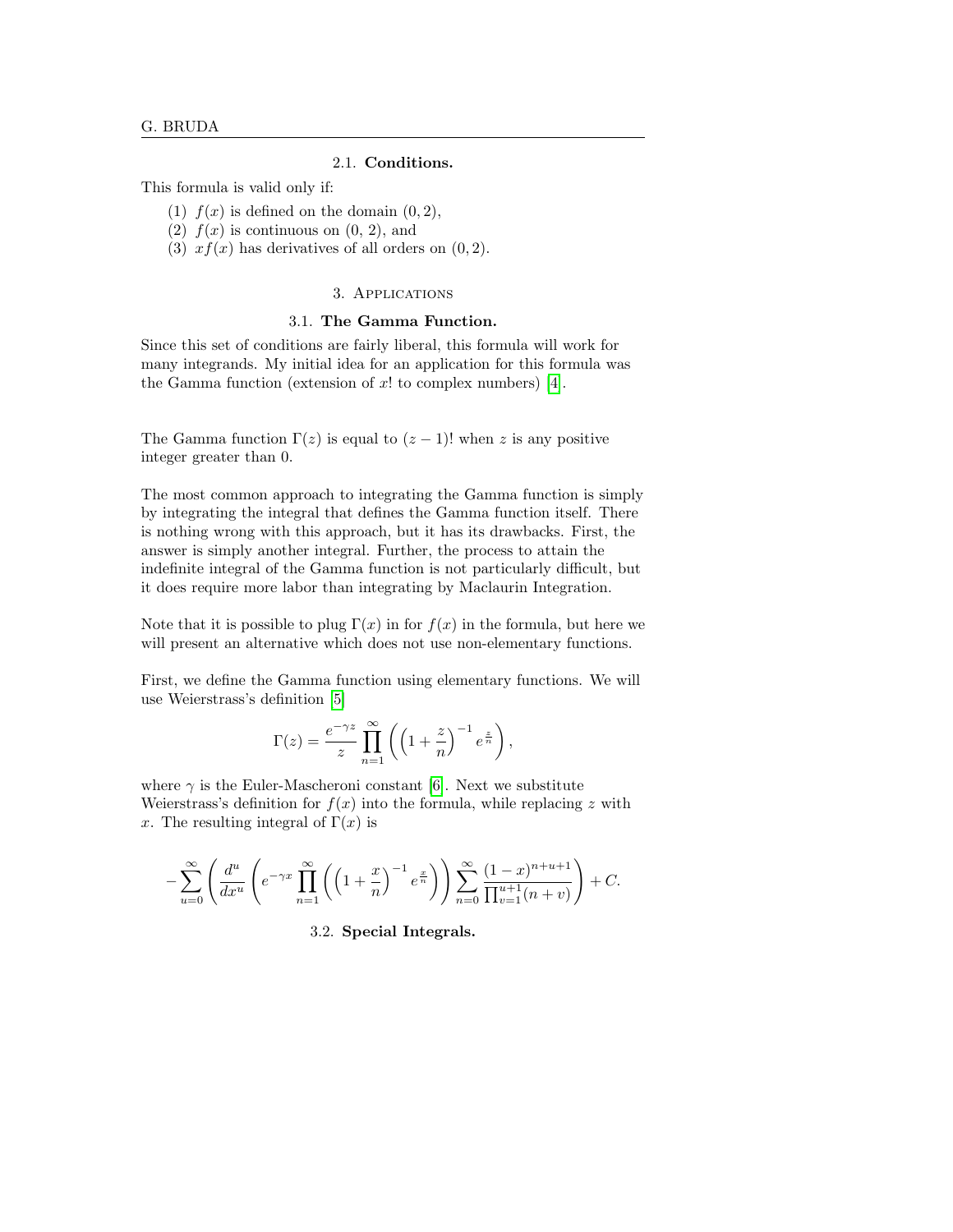### 2.1. **Conditions.**

This formula is valid only if:

(1) $f(x)$ is defined on the domain $(0, 2)$,
(2) $f(x)$ is continuous on $(0, 2)$, and
(3) $xf(x)$ has derivatives of all orders on $(0, 2)$.

## 3. Applications

### 3.1. **The Gamma Function.**

Since this set of conditions are fairly liberal, this formula will work for many integrands. My initial idea for an application for this formula was the Gamma function (extension of $x!$ to complex numbers) [4].

The Gamma function $\Gamma(z)$ is equal to $(z-1)!$ when $z$ is any positive integer greater than 0.

The most common approach to integrating the Gamma function is simply by integrating the integral that defines the Gamma function itself. There is nothing wrong with this approach, but it has its drawbacks. First, the answer is simply another integral. Further, the process to attain the indefinite integral of the Gamma function is not particularly difficult, but it does require more labor than integrating by Maclaurin Integration.

Note that it is possible to plug $\Gamma(x)$ in for $f(x)$ in the formula, but here we will present an alternative which does not use non-elementary functions.

First, we define the Gamma function using elementary functions. We will use Weierstrass's definition [5]

$$\Gamma(z) = \frac{e^{-\gamma z}}{z} \prod_{n=1}^{\infty} \left( \left(1 + \frac{z}{n}\right)^{-1} e^{\frac{z}{n}} \right),$$

where $\gamma$ is the Euler-Mascheroni constant [6]. Next we substitute Weierstrass's definition for $f(x)$ into the formula, while replacing $z$ with $x$. The resulting integral of $\Gamma(x)$ is

$$-\sum_{u=0}^{\infty} \left( \frac{d^u}{dx^u} \left( e^{-\gamma x} \prod_{n=1}^{\infty} \left( \left(1 + \frac{x}{n}\right)^{-1} e^{\frac{x}{n}} \right) \right) \sum_{n=0}^{\infty} \frac{(1-x)^{n+u+1}}{\prod_{v=1}^{u+1}(n+v)} \right) + C.$$

### 3.2. **Special Integrals.**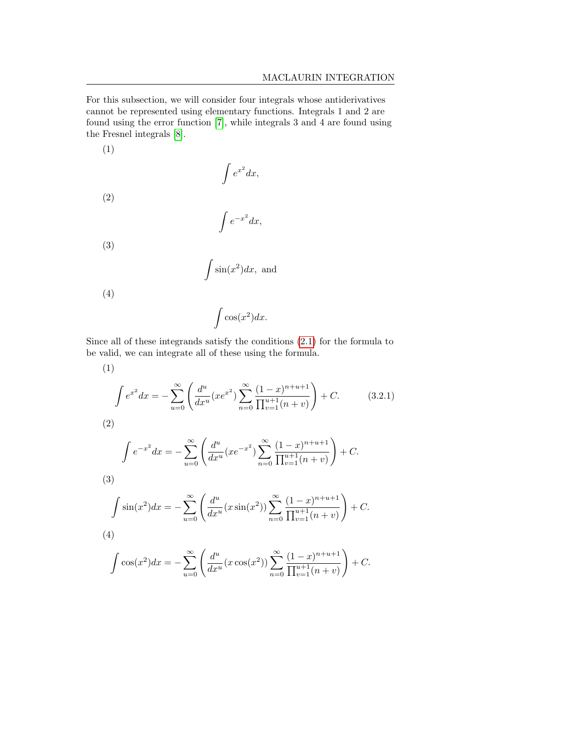For this subsection, we will consider four integrals whose antiderivatives cannot be represented using elementary functions. Integrals 1 and 2 are found using the error function [7], while integrals 3 and 4 are found using the Fresnel integrals [8].

(1)
$$\int e^{x^2} dx,$$

(2)
$$\int e^{-x^2} dx,$$

(3)
$$\int \sin(x^2) dx, \text{ and}$$

(4)
$$\int \cos(x^2) dx.$$

Since all of these integrands satisfy the conditions (2.1) for the formula to be valid, we can integrate all of these using the formula.

(1)
$$\int e^{x^2} dx = -\sum_{u=0}^{\infty} \left( \frac{d^u}{dx^u}(xe^{x^2}) \sum_{n=0}^{\infty} \frac{(1-x)^{n+u+1}}{\prod_{v=1}^{u+1}(n+v)} \right) + C. \tag{3.2.1}$$

(2)
$$\int e^{-x^2} dx = -\sum_{u=0}^{\infty} \left( \frac{d^u}{dx^u}(xe^{-x^2}) \sum_{n=0}^{\infty} \frac{(1-x)^{n+u+1}}{\prod_{v=1}^{u+1}(n+v)} \right) + C.$$

(3)
$$\int \sin(x^2) dx = -\sum_{u=0}^{\infty} \left( \frac{d^u}{dx^u}(x\sin(x^2)) \sum_{n=0}^{\infty} \frac{(1-x)^{n+u+1}}{\prod_{v=1}^{u+1}(n+v)} \right) + C.$$

(4)
$$\int \cos(x^2) dx = -\sum_{u=0}^{\infty} \left( \frac{d^u}{dx^u}(x\cos(x^2)) \sum_{n=0}^{\infty} \frac{(1-x)^{n+u+1}}{\prod_{v=1}^{u+1}(n+v)} \right) + C.$$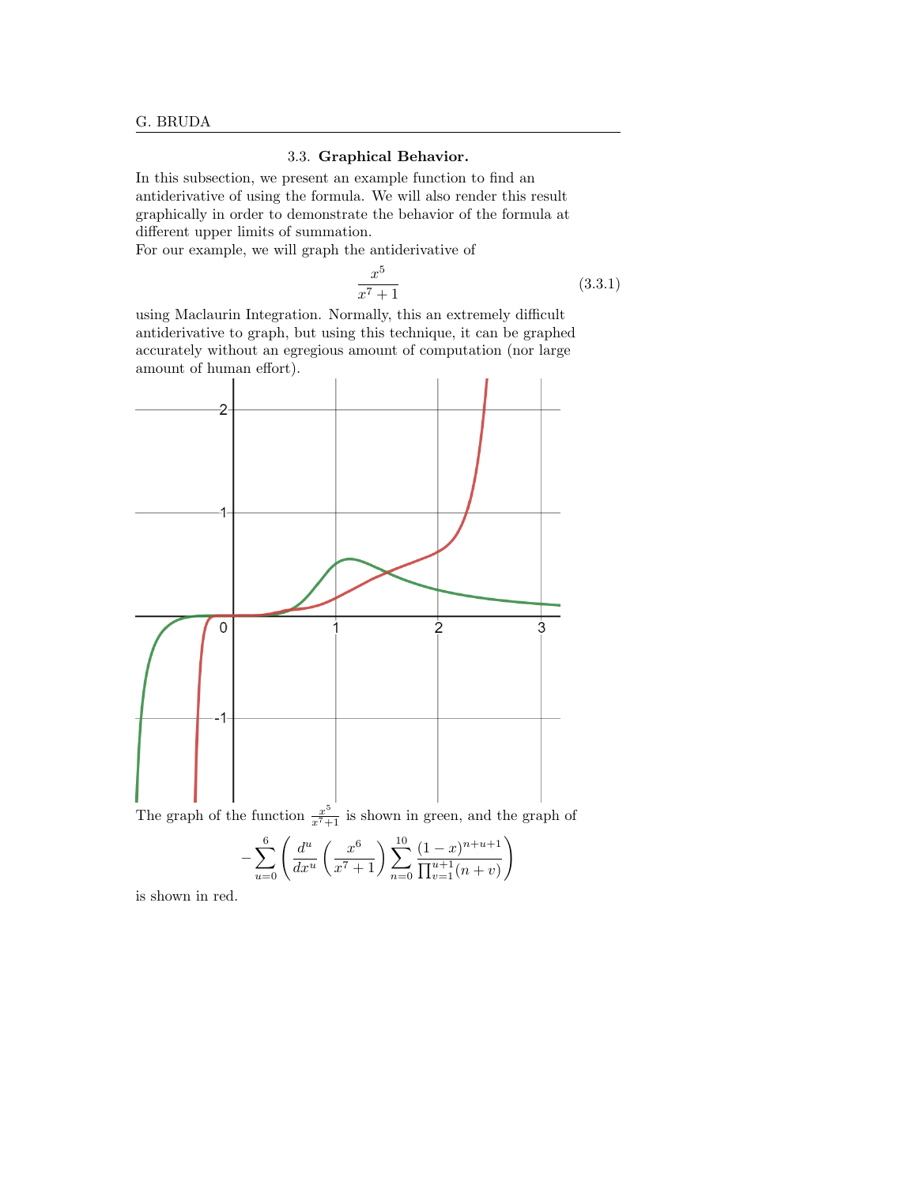### 3.3. **Graphical Behavior.**

In this subsection, we present an example function to find an antiderivative of using the formula. We will also render this result graphically in order to demonstrate the behavior of the formula at different upper limits of summation.

For our example, we will graph the antiderivative of

$$\frac{x^5}{x^7+1} \tag{3.3.1}$$

using Maclaurin Integration. Normally, this an extremely difficult antiderivative to graph, but using this technique, it can be graphed accurately without an egregious amount of computation (nor large amount of human effort).

The graph of the function $\frac{x^5}{x^7+1}$ is shown in green, and the graph of

$$-\sum_{u=0}^{6}\left(\frac{d^u}{dx^u}\left(\frac{x^6}{x^7+1}\right)\sum_{n=0}^{10}\frac{(1-x)^{n+u+1}}{\prod_{v=1}^{u+1}(n+v)}\right)$$

is shown in red.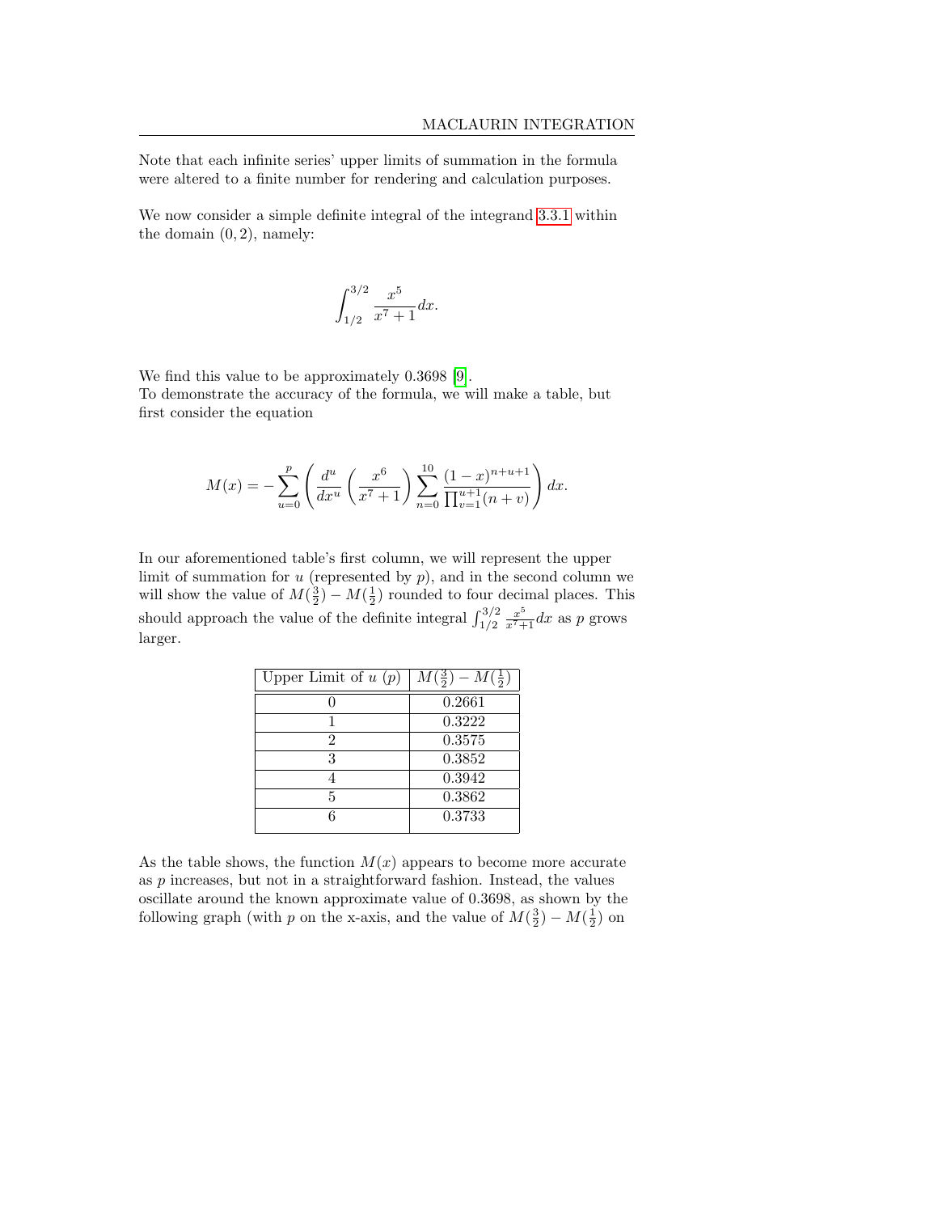Note that each infinite series' upper limits of summation in the formula were altered to a finite number for rendering and calculation purposes.

We now consider a simple definite integral of the integrand 3.3.1 within the domain $(0, 2)$, namely:

$$\int_{1/2}^{3/2} \frac{x^5}{x^7+1} dx.$$

We find this value to be approximately 0.3698 [9].
To demonstrate the accuracy of the formula, we will make a table, but first consider the equation

$$M(x) = -\sum_{u=0}^{p} \left( \frac{d^u}{dx^u} \left( \frac{x^6}{x^7+1} \right) \sum_{n=0}^{10} \frac{(1-x)^{n+u+1}}{\prod_{v=1}^{u+1}(n+v)} \right) dx.$$

In our aforementioned table's first column, we will represent the upper limit of summation for $u$ (represented by $p$), and in the second column we will show the value of $M(\frac{3}{2}) - M(\frac{1}{2})$ rounded to four decimal places. This should approach the value of the definite integral $\int_{1/2}^{3/2} \frac{x^5}{x^7+1} dx$ as $p$ grows larger.

| Upper Limit of $u$ ($p$) | $M(\frac{3}{2}) - M(\frac{1}{2})$ |
|---|---|
| 0 | 0.2661 |
| 1 | 0.3222 |
| 2 | 0.3575 |
| 3 | 0.3852 |
| 4 | 0.3942 |
| 5 | 0.3862 |
| 6 | 0.3733 |

As the table shows, the function $M(x)$ appears to become more accurate as $p$ increases, but not in a straightforward fashion. Instead, the values oscillate around the known approximate value of 0.3698, as shown by the following graph (with $p$ on the x-axis, and the value of $M(\frac{3}{2}) - M(\frac{1}{2})$ on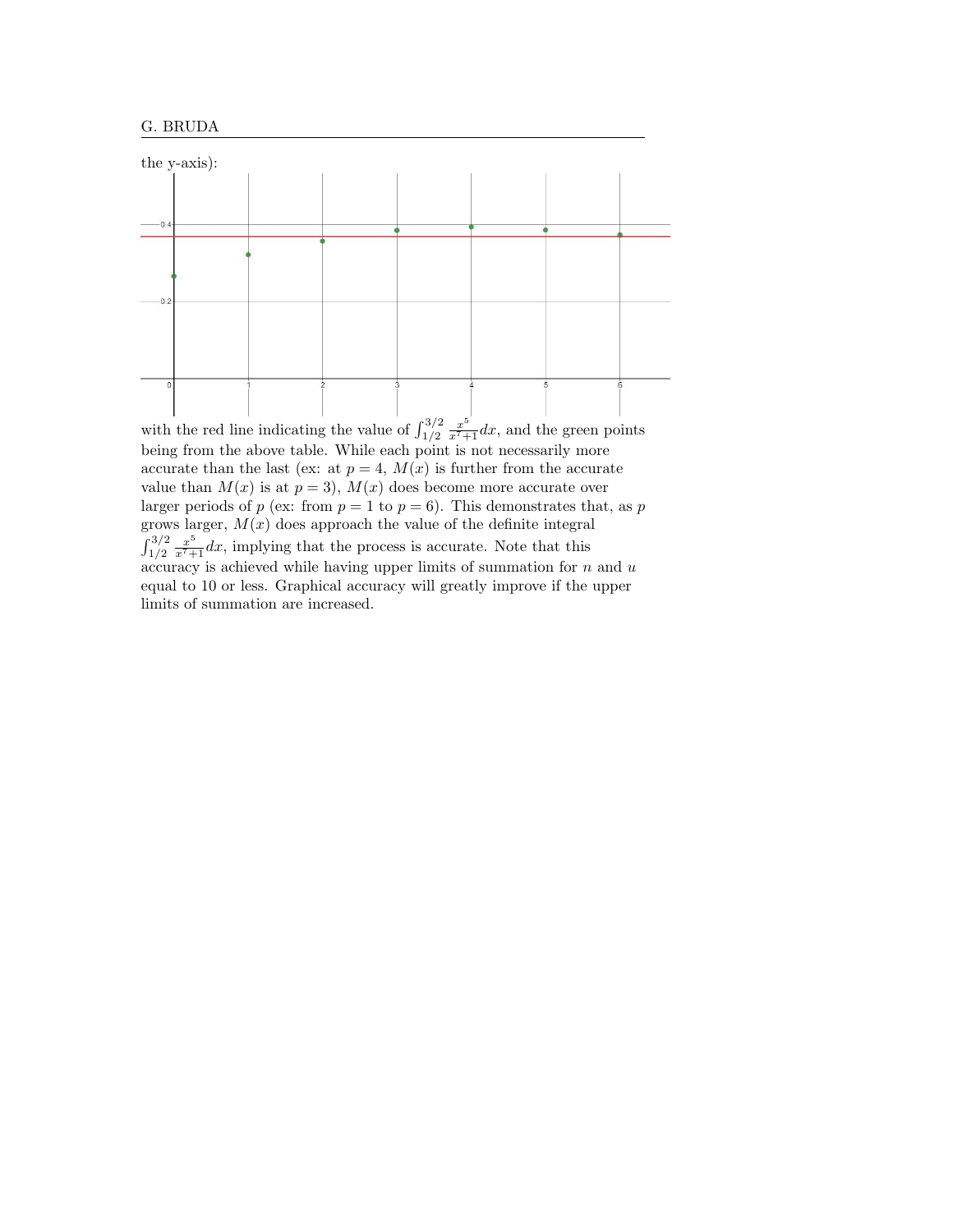the y-axis):

with the red line indicating the value of $\int_{1/2}^{3/2} \frac{x^5}{x^7+1}dx$, and the green points being from the above table. While each point is not necessarily more accurate than the last (ex: at $p = 4$, $M(x)$ is further from the accurate value than $M(x)$ is at $p = 3$), $M(x)$ does become more accurate over larger periods of $p$ (ex: from $p = 1$ to $p = 6$). This demonstrates that, as $p$ grows larger, $M(x)$ does approach the value of the definite integral $\int_{1/2}^{3/2} \frac{x^5}{x^7+1}dx$, implying that the process is accurate. Note that this accuracy is achieved while having upper limits of summation for $n$ and $u$ equal to 10 or less. Graphical accuracy will greatly improve if the upper limits of summation are increased.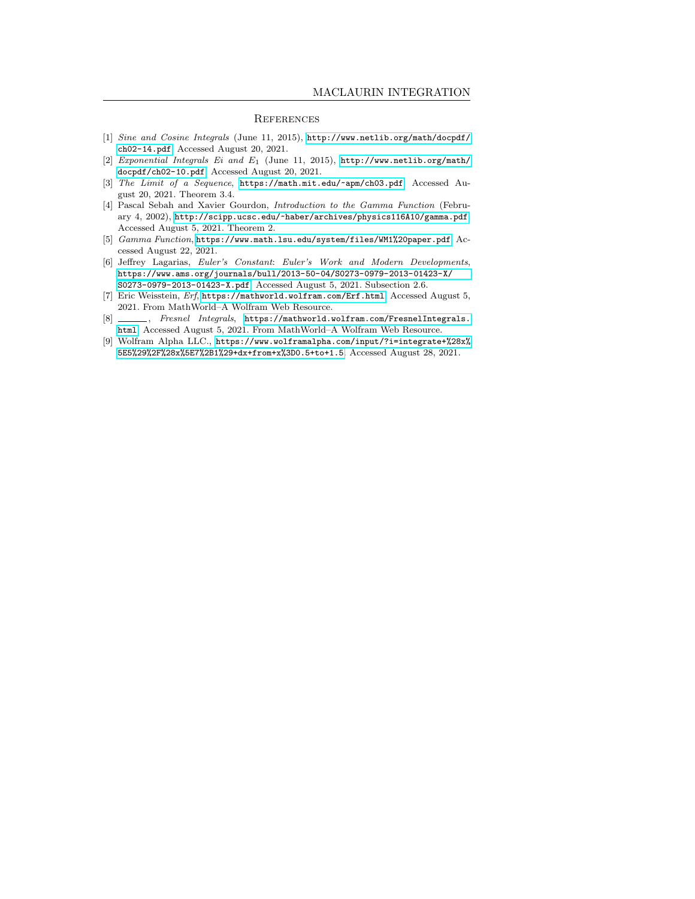## References

[1] *Sine and Cosine Integrals* (June 11, 2015), http://www.netlib.org/math/docpdf/ch02-14.pdf. Accessed August 20, 2021.

[2] *Exponential Integrals Ei and $E_1$* (June 11, 2015), http://www.netlib.org/math/docpdf/ch02-10.pdf. Accessed August 20, 2021.

[3] *The Limit of a Sequence*, https://math.mit.edu/~apm/ch03.pdf. Accessed August 20, 2021. Theorem 3.4.

[4] Pascal Sebah and Xavier Gourdon, *Introduction to the Gamma Function* (February 4, 2002), http://scipp.ucsc.edu/~haber/archives/physics116A10/gamma.pdf. Accessed August 5, 2021. Theorem 2.

[5] *Gamma Function*, https://www.math.lsu.edu/system/files/WM1%20paper.pdf. Accessed August 22, 2021.

[6] Jeffrey Lagarias, *Euler's Constant: Euler's Work and Modern Developments*, https://www.ams.org/journals/bull/2013-50-04/S0273-0979-2013-01423-X/S0273-0979-2013-01423-X.pdf. Accessed August 5, 2021. Subsection 2.6.

[7] Eric Weisstein, *Erf*, https://mathworld.wolfram.com/Erf.html. Accessed August 5, 2021. From MathWorld–A Wolfram Web Resource.

[8] ______, *Fresnel Integrals*, https://mathworld.wolfram.com/FresnelIntegrals.html. Accessed August 5, 2021. From MathWorld–A Wolfram Web Resource.

[9] Wolfram Alpha LLC., https://www.wolframalpha.com/input/?i=integrate+%28x%5E5%29%2F%28x%5E7%2B1%29+dx+from+x%3D0.5+to+1.5. Accessed August 28, 2021.